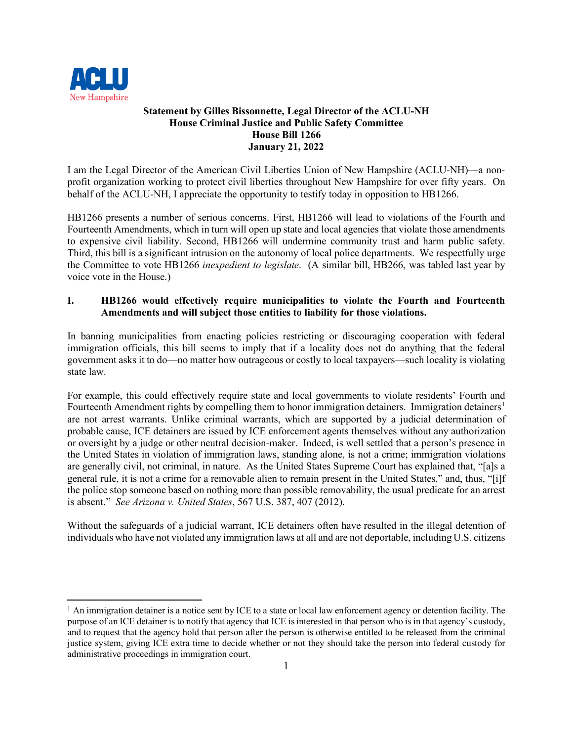ACLU New Hampshire

**Statement by Gilles Bissonnette, Legal Director of the ACLU-NH**
**House Criminal Justice and Public Safety Committee**
**House Bill 1266**
**January 21, 2022**

I am the Legal Director of the American Civil Liberties Union of New Hampshire (ACLU-NH)—a non-profit organization working to protect civil liberties throughout New Hampshire for over fifty years. On behalf of the ACLU-NH, I appreciate the opportunity to testify today in opposition to HB1266.

HB1266 presents a number of serious concerns. First, HB1266 will lead to violations of the Fourth and Fourteenth Amendments, which in turn will open up state and local agencies that violate those amendments to expensive civil liability. Second, HB1266 will undermine community trust and harm public safety. Third, this bill is a significant intrusion on the autonomy of local police departments. We respectfully urge the Committee to vote HB1266 *inexpedient to legislate*. (A similar bill, HB266, was tabled last year by voice vote in the House.)

## I. HB1266 would effectively require municipalities to violate the Fourth and Fourteenth Amendments and will subject those entities to liability for those violations.

In banning municipalities from enacting policies restricting or discouraging cooperation with federal immigration officials, this bill seems to imply that if a locality does not do anything that the federal government asks it to do—no matter how outrageous or costly to local taxpayers—such locality is violating state law.

For example, this could effectively require state and local governments to violate residents' Fourth and Fourteenth Amendment rights by compelling them to honor immigration detainers. Immigration detainers[1] are not arrest warrants. Unlike criminal warrants, which are supported by a judicial determination of probable cause, ICE detainers are issued by ICE enforcement agents themselves without any authorization or oversight by a judge or other neutral decision-maker. Indeed, is well settled that a person's presence in the United States in violation of immigration laws, standing alone, is not a crime; immigration violations are generally civil, not criminal, in nature. As the United States Supreme Court has explained that, "[a]s a general rule, it is not a crime for a removable alien to remain present in the United States," and, thus, "[i]f the police stop someone based on nothing more than possible removability, the usual predicate for an arrest is absent." *See Arizona v. United States*, 567 U.S. 387, 407 (2012).

Without the safeguards of a judicial warrant, ICE detainers often have resulted in the illegal detention of individuals who have not violated any immigration laws at all and are not deportable, including U.S. citizens

---

[1] An immigration detainer is a notice sent by ICE to a state or local law enforcement agency or detention facility. The purpose of an ICE detainer is to notify that agency that ICE is interested in that person who is in that agency's custody, and to request that the agency hold that person after the person is otherwise entitled to be released from the criminal justice system, giving ICE extra time to decide whether or not they should take the person into federal custody for administrative proceedings in immigration court.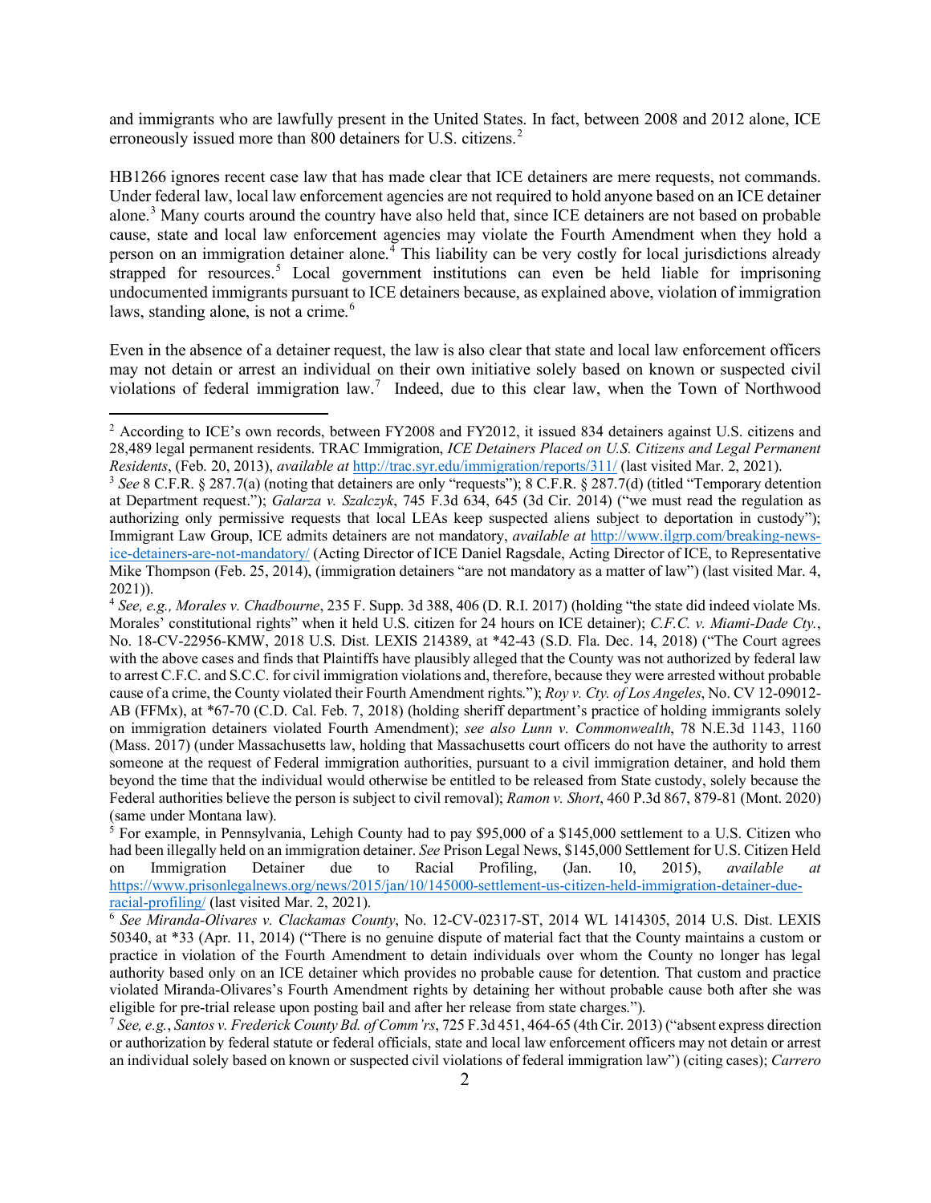and immigrants who are lawfully present in the United States. In fact, between 2008 and 2012 alone, ICE erroneously issued more than 800 detainers for U.S. citizens.[2]

HB1266 ignores recent case law that has made clear that ICE detainers are mere requests, not commands. Under federal law, local law enforcement agencies are not required to hold anyone based on an ICE detainer alone.[3] Many courts around the country have also held that, since ICE detainers are not based on probable cause, state and local law enforcement agencies may violate the Fourth Amendment when they hold a person on an immigration detainer alone.[4] This liability can be very costly for local jurisdictions already strapped for resources.[5] Local government institutions can even be held liable for imprisoning undocumented immigrants pursuant to ICE detainers because, as explained above, violation of immigration laws, standing alone, is not a crime.[6]

Even in the absence of a detainer request, the law is also clear that state and local law enforcement officers may not detain or arrest an individual on their own initiative solely based on known or suspected civil violations of federal immigration law.[7] Indeed, due to this clear law, when the Town of Northwood

---

[2] According to ICE's own records, between FY2008 and FY2012, it issued 834 detainers against U.S. citizens and 28,489 legal permanent residents. TRAC Immigration, *ICE Detainers Placed on U.S. Citizens and Legal Permanent Residents*, (Feb. 20, 2013), *available at* http://trac.syr.edu/immigration/reports/311/ (last visited Mar. 2, 2021).

[3] *See* 8 C.F.R. § 287.7(a) (noting that detainers are only "requests"); 8 C.F.R. § 287.7(d) (titled "Temporary detention at Department request."); *Galarza v. Szalczyk*, 745 F.3d 634, 645 (3d Cir. 2014) ("we must read the regulation as authorizing only permissive requests that local LEAs keep suspected aliens subject to deportation in custody"); Immigrant Law Group, ICE admits detainers are not mandatory, *available at* http://www.ilgrp.com/breaking-news-ice-detainers-are-not-mandatory/ (Acting Director of ICE Daniel Ragsdale, Acting Director of ICE, to Representative Mike Thompson (Feb. 25, 2014), (immigration detainers "are not mandatory as a matter of law") (last visited Mar. 4, 2021)).

[4] *See, e.g., Morales v. Chadbourne*, 235 F. Supp. 3d 388, 406 (D. R.I. 2017) (holding "the state did indeed violate Ms. Morales' constitutional rights" when it held U.S. citizen for 24 hours on ICE detainer); *C.F.C. v. Miami-Dade Cty.*, No. 18-CV-22956-KMW, 2018 U.S. Dist. LEXIS 214389, at *42-43 (S.D. Fla. Dec. 14, 2018) ("The Court agrees with the above cases and finds that Plaintiffs have plausibly alleged that the County was not authorized by federal law to arrest C.F.C. and S.C.C. for civil immigration violations and, therefore, because they were arrested without probable cause of a crime, the County violated their Fourth Amendment rights."); *Roy v. Cty. of Los Angeles*, No. CV 12-09012-AB (FFMx), at *67-70 (C.D. Cal. Feb. 7, 2018) (holding sheriff department's practice of holding immigrants solely on immigration detainers violated Fourth Amendment); *see also Lunn v. Commonwealth*, 78 N.E.3d 1143, 1160 (Mass. 2017) (under Massachusetts law, holding that Massachusetts court officers do not have the authority to arrest someone at the request of Federal immigration authorities, pursuant to a civil immigration detainer, and hold them beyond the time that the individual would otherwise be entitled to be released from State custody, solely because the Federal authorities believe the person is subject to civil removal); *Ramon v. Short*, 460 P.3d 867, 879-81 (Mont. 2020) (same under Montana law).

[5] For example, in Pennsylvania, Lehigh County had to pay $95,000 of a $145,000 settlement to a U.S. Citizen who had been illegally held on an immigration detainer. *See* Prison Legal News, $145,000 Settlement for U.S. Citizen Held on Immigration Detainer due to Racial Profiling, (Jan. 10, 2015), *available at* https://www.prisonlegalnews.org/news/2015/jan/10/145000-settlement-us-citizen-held-immigration-detainer-due-racial-profiling/ (last visited Mar. 2, 2021).

[6] *See Miranda-Olivares v. Clackamas County*, No. 12-CV-02317-ST, 2014 WL 1414305, 2014 U.S. Dist. LEXIS 50340, at *33 (Apr. 11, 2014) ("There is no genuine dispute of material fact that the County maintains a custom or practice in violation of the Fourth Amendment to detain individuals over whom the County no longer has legal authority based only on an ICE detainer which provides no probable cause for detention. That custom and practice violated Miranda-Olivares's Fourth Amendment rights by detaining her without probable cause both after she was eligible for pre-trial release upon posting bail and after her release from state charges.").

[7] *See, e.g.*, *Santos v. Frederick County Bd. of Comm'rs*, 725 F.3d 451, 464-65 (4th Cir. 2013) ("absent express direction or authorization by federal statute or federal officials, state and local law enforcement officers may not detain or arrest an individual solely based on known or suspected civil violations of federal immigration law") (citing cases); *Carrero*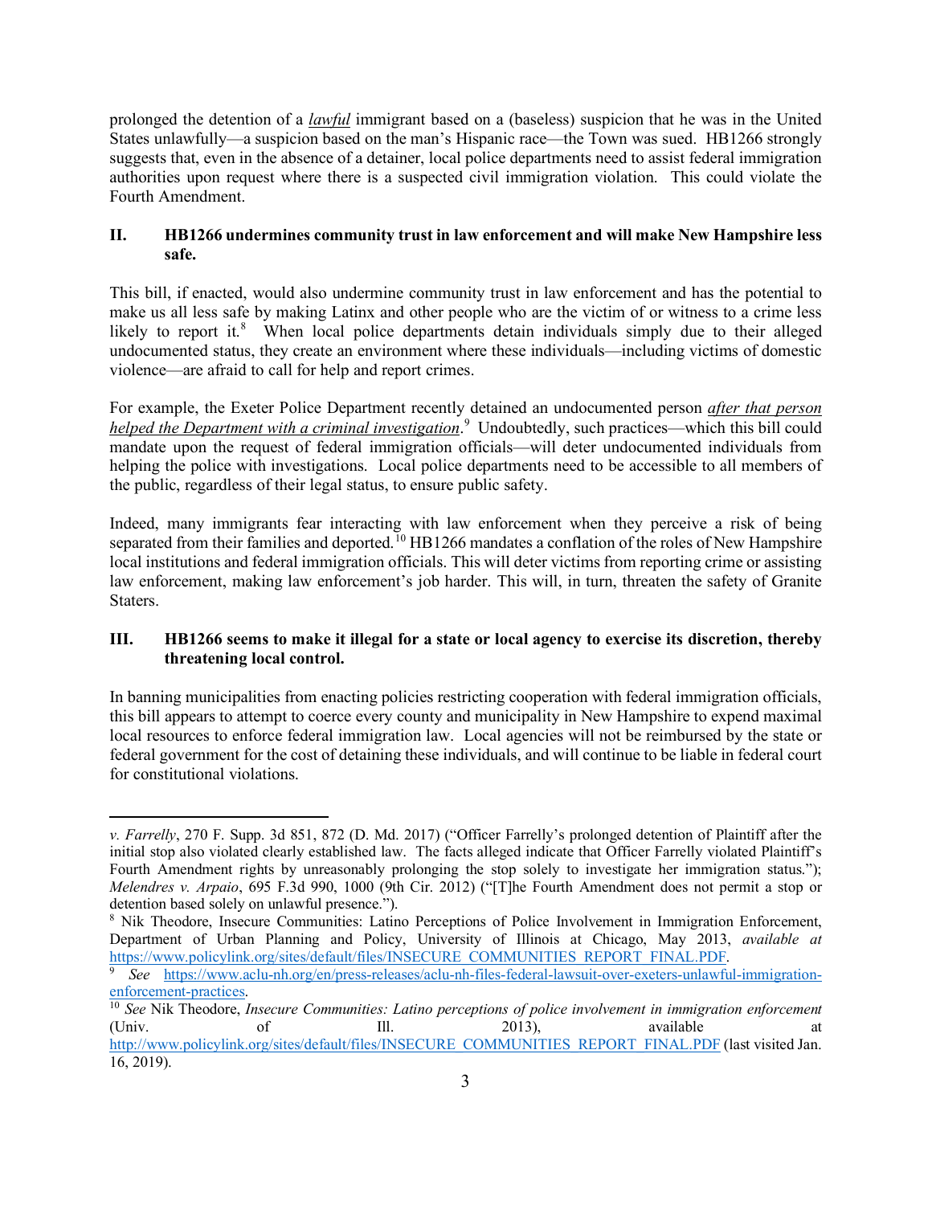prolonged the detention of a *lawful* immigrant based on a (baseless) suspicion that he was in the United States unlawfully—a suspicion based on the man's Hispanic race—the Town was sued. HB1266 strongly suggests that, even in the absence of a detainer, local police departments need to assist federal immigration authorities upon request where there is a suspected civil immigration violation. This could violate the Fourth Amendment.

## II. HB1266 undermines community trust in law enforcement and will make New Hampshire less safe.

This bill, if enacted, would also undermine community trust in law enforcement and has the potential to make us all less safe by making Latinx and other people who are the victim of or witness to a crime less likely to report it.[8] When local police departments detain individuals simply due to their alleged undocumented status, they create an environment where these individuals—including victims of domestic violence—are afraid to call for help and report crimes.

For example, the Exeter Police Department recently detained an undocumented person *after that person helped the Department with a criminal investigation*.[9] Undoubtedly, such practices—which this bill could mandate upon the request of federal immigration officials—will deter undocumented individuals from helping the police with investigations. Local police departments need to be accessible to all members of the public, regardless of their legal status, to ensure public safety.

Indeed, many immigrants fear interacting with law enforcement when they perceive a risk of being separated from their families and deported.[10] HB1266 mandates a conflation of the roles of New Hampshire local institutions and federal immigration officials. This will deter victims from reporting crime or assisting law enforcement, making law enforcement's job harder. This will, in turn, threaten the safety of Granite Staters.

## III. HB1266 seems to make it illegal for a state or local agency to exercise its discretion, thereby threatening local control.

In banning municipalities from enacting policies restricting cooperation with federal immigration officials, this bill appears to attempt to coerce every county and municipality in New Hampshire to expend maximal local resources to enforce federal immigration law. Local agencies will not be reimbursed by the state or federal government for the cost of detaining these individuals, and will continue to be liable in federal court for constitutional violations.

---

*v. Farrelly*, 270 F. Supp. 3d 851, 872 (D. Md. 2017) ("Officer Farrelly's prolonged detention of Plaintiff after the initial stop also violated clearly established law. The facts alleged indicate that Officer Farrelly violated Plaintiff's Fourth Amendment rights by unreasonably prolonging the stop solely to investigate her immigration status."); *Melendres v. Arpaio*, 695 F.3d 990, 1000 (9th Cir. 2012) ("[T]he Fourth Amendment does not permit a stop or detention based solely on unlawful presence.").

[8] Nik Theodore, Insecure Communities: Latino Perceptions of Police Involvement in Immigration Enforcement, Department of Urban Planning and Policy, University of Illinois at Chicago, May 2013, *available at* https://www.policylink.org/sites/default/files/INSECURE_COMMUNITIES_REPORT_FINAL.PDF.

[9] *See* https://www.aclu-nh.org/en/press-releases/aclu-nh-files-federal-lawsuit-over-exeters-unlawful-immigration-enforcement-practices.

[10] *See* Nik Theodore, *Insecure Communities: Latino perceptions of police involvement in immigration enforcement* (Univ. of Ill. 2013), available at http://www.policylink.org/sites/default/files/INSECURE_COMMUNITIES_REPORT_FINAL.PDF (last visited Jan. 16, 2019).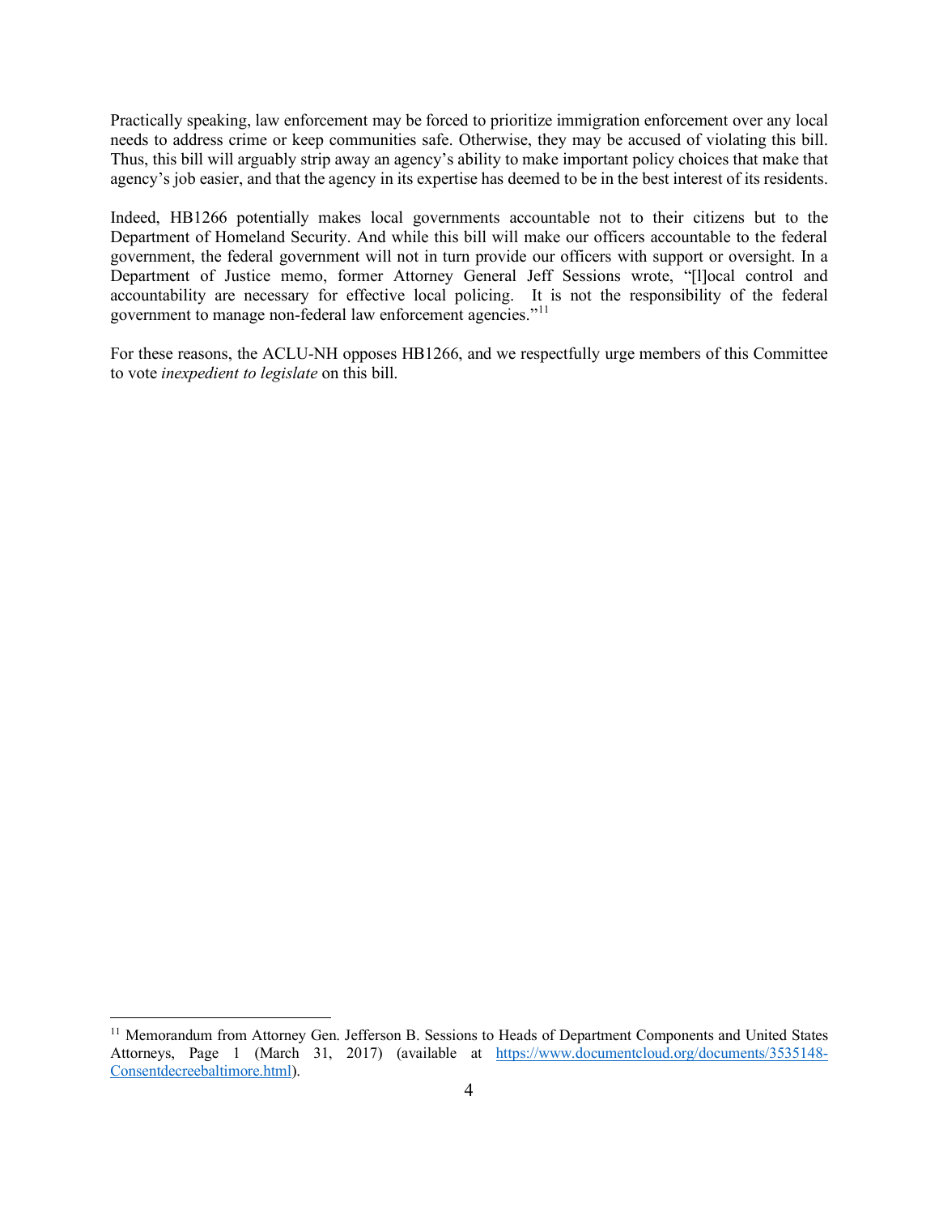Practically speaking, law enforcement may be forced to prioritize immigration enforcement over any local needs to address crime or keep communities safe. Otherwise, they may be accused of violating this bill. Thus, this bill will arguably strip away an agency's ability to make important policy choices that make that agency's job easier, and that the agency in its expertise has deemed to be in the best interest of its residents.

Indeed, HB1266 potentially makes local governments accountable not to their citizens but to the Department of Homeland Security. And while this bill will make our officers accountable to the federal government, the federal government will not in turn provide our officers with support or oversight. In a Department of Justice memo, former Attorney General Jeff Sessions wrote, "[l]ocal control and accountability are necessary for effective local policing. It is not the responsibility of the federal government to manage non-federal law enforcement agencies."[11]

For these reasons, the ACLU-NH opposes HB1266, and we respectfully urge members of this Committee to vote *inexpedient to legislate* on this bill.

---

[11] Memorandum from Attorney Gen. Jefferson B. Sessions to Heads of Department Components and United States Attorneys, Page 1 (March 31, 2017) (available at https://www.documentcloud.org/documents/3535148-Consentdecreebaltimore.html).